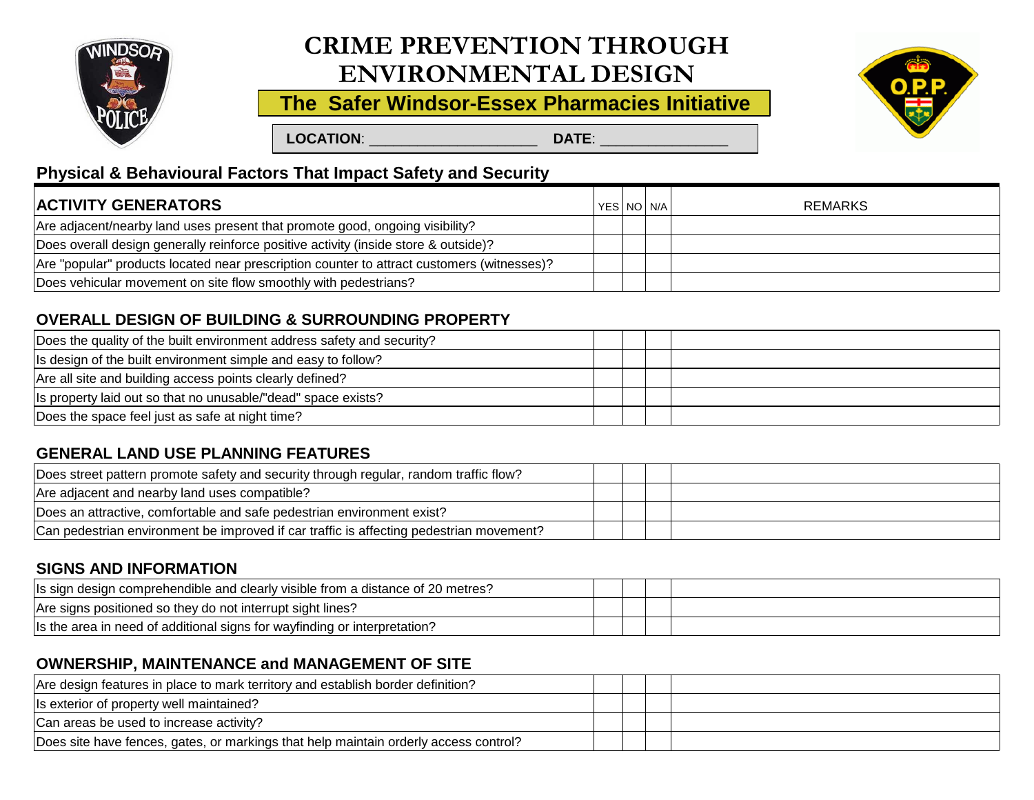# CRIME PREVENTION THROUGH ENVIRONMENTAL DESIGN

## The Safer Windsor-Essex Pharmacies Initiative

**LOCATION**: ____________________ **DATE**: ________________

## Physical & Behavioural Factors That Impact Safety and Security

| ACTIVITY GENERATORS | YES | NO | N/A | REMARKS |
|---|---|---|---|---|
| Are adjacent/nearby land uses present that promote good, ongoing visibility? | | | | |
| Does overall design generally reinforce positive activity (inside store & outside)? | | | | |
| Are "popular" products located near prescription counter to attract customers (witnesses)? | | | | |
| Does vehicular movement on site flow smoothly with pedestrians? | | | | |

### OVERALL DESIGN OF BUILDING & SURROUNDING PROPERTY

| Question | YES | NO | N/A | REMARKS |
|---|---|---|---|---|
| Does the quality of the built environment address safety and security? | | | | |
| Is design of the built environment simple and easy to follow? | | | | |
| Are all site and building access points clearly defined? | | | | |
| Is property laid out so that no unusable/"dead" space exists? | | | | |
| Does the space feel just as safe at night time? | | | | |

### GENERAL LAND USE PLANNING FEATURES

| Question | YES | NO | N/A | REMARKS |
|---|---|---|---|---|
| Does street pattern promote safety and security through regular, random traffic flow? | | | | |
| Are adjacent and nearby land uses compatible? | | | | |
| Does an attractive, comfortable and safe pedestrian environment exist? | | | | |
| Can pedestrian environment be improved if car traffic is affecting pedestrian movement? | | | | |

### SIGNS AND INFORMATION

| Question | YES | NO | N/A | REMARKS |
|---|---|---|---|---|
| Is sign design comprehendible and clearly visible from a distance of 20 metres? | | | | |
| Are signs positioned so they do not interrupt sight lines? | | | | |
| Is the area in need of additional signs for wayfinding or interpretation? | | | | |

### OWNERSHIP, MAINTENANCE and MANAGEMENT OF SITE

| Question | YES | NO | N/A | REMARKS |
|---|---|---|---|---|
| Are design features in place to mark territory and establish border definition? | | | | |
| Is exterior of property well maintained? | | | | |
| Can areas be used to increase activity? | | | | |
| Does site have fences, gates, or markings that help maintain orderly access control? | | | | |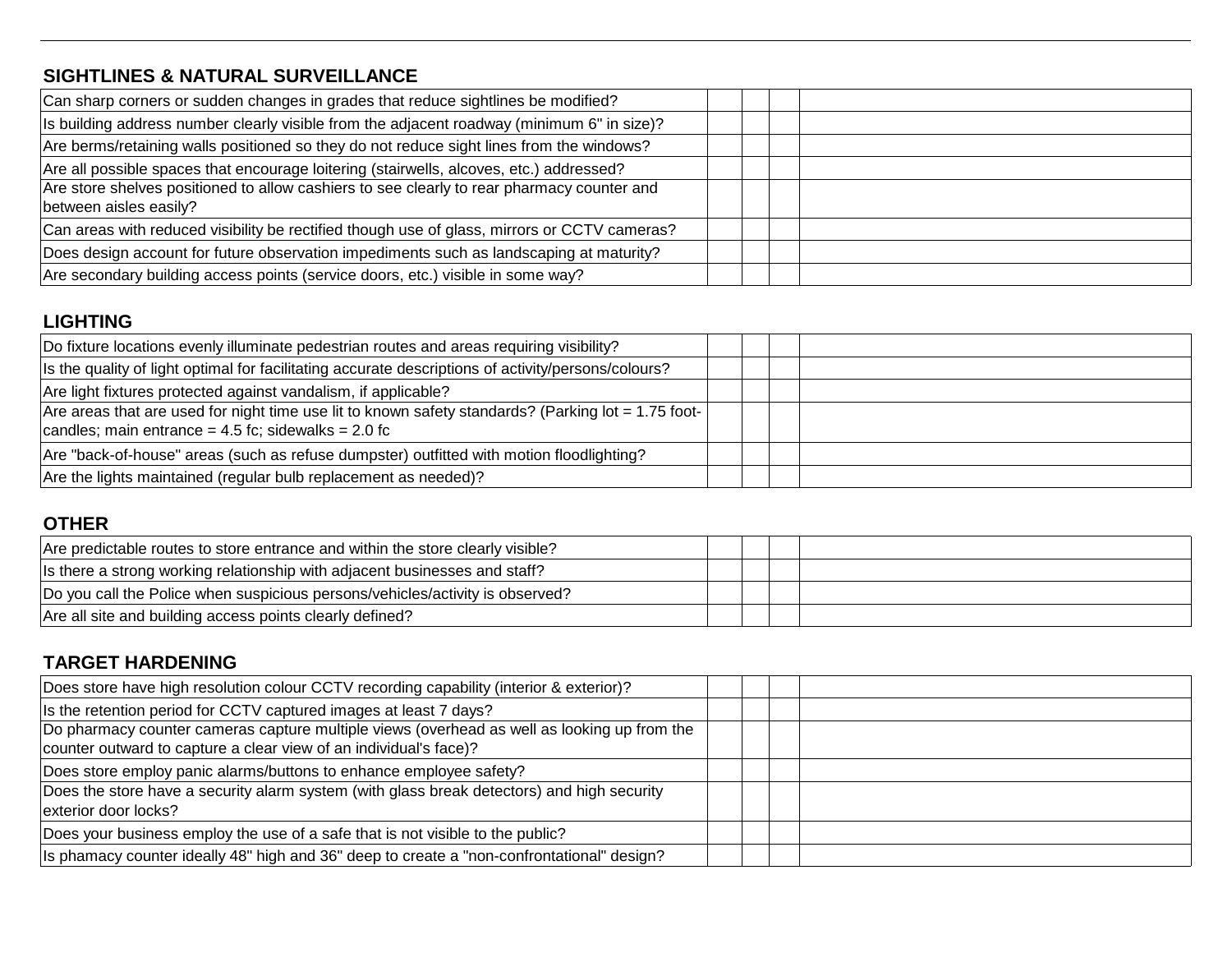## SIGHTLINES & NATURAL SURVEILLANCE

| | | | | |
|---|---|---|---|---|
| Can sharp corners or sudden changes in grades that reduce sightlines be modified? | | | | |
| Is building address number clearly visible from the adjacent roadway (minimum 6" in size)? | | | | |
| Are berms/retaining walls positioned so they do not reduce sight lines from the windows? | | | | |
| Are all possible spaces that encourage loitering (stairwells, alcoves, etc.) addressed? | | | | |
| Are store shelves positioned to allow cashiers to see clearly to rear pharmacy counter and between aisles easily? | | | | |
| Can areas with reduced visibility be rectified though use of glass, mirrors or CCTV cameras? | | | | |
| Does design account for future observation impediments such as landscaping at maturity? | | | | |
| Are secondary building access points (service doors, etc.) visible in some way? | | | | |

## LIGHTING

| | | | | |
|---|---|---|---|---|
| Do fixture locations evenly illuminate pedestrian routes and areas requiring visibility? | | | | |
| Is the quality of light optimal for facilitating accurate descriptions of activity/persons/colours? | | | | |
| Are light fixtures protected against vandalism, if applicable? | | | | |
| Are areas that are used for night time use lit to known safety standards? (Parking lot = 1.75 foot-candles; main entrance = 4.5 fc; sidewalks = 2.0 fc | | | | |
| Are "back-of-house" areas (such as refuse dumpster) outfitted with motion floodlighting? | | | | |
| Are the lights maintained (regular bulb replacement as needed)? | | | | |

## OTHER

| | | | | |
|---|---|---|---|---|
| Are predictable routes to store entrance and within the store clearly visible? | | | | |
| Is there a strong working relationship with adjacent businesses and staff? | | | | |
| Do you call the Police when suspicious persons/vehicles/activity is observed? | | | | |
| Are all site and building access points clearly defined? | | | | |

## TARGET HARDENING

| | | | | |
|---|---|---|---|---|
| Does store have high resolution colour CCTV recording capability (interior & exterior)? | | | | |
| Is the retention period for CCTV captured images at least 7 days? | | | | |
| Do pharmacy counter cameras capture multiple views (overhead as well as looking up from the counter outward to capture a clear view of an individual's face)? | | | | |
| Does store employ panic alarms/buttons to enhance employee safety? | | | | |
| Does the store have a security alarm system (with glass break detectors) and high security exterior door locks? | | | | |
| Does your business employ the use of a safe that is not visible to the public? | | | | |
| Is phamacy counter ideally 48" high and 36" deep to create a "non-confrontational" design? | | | | |